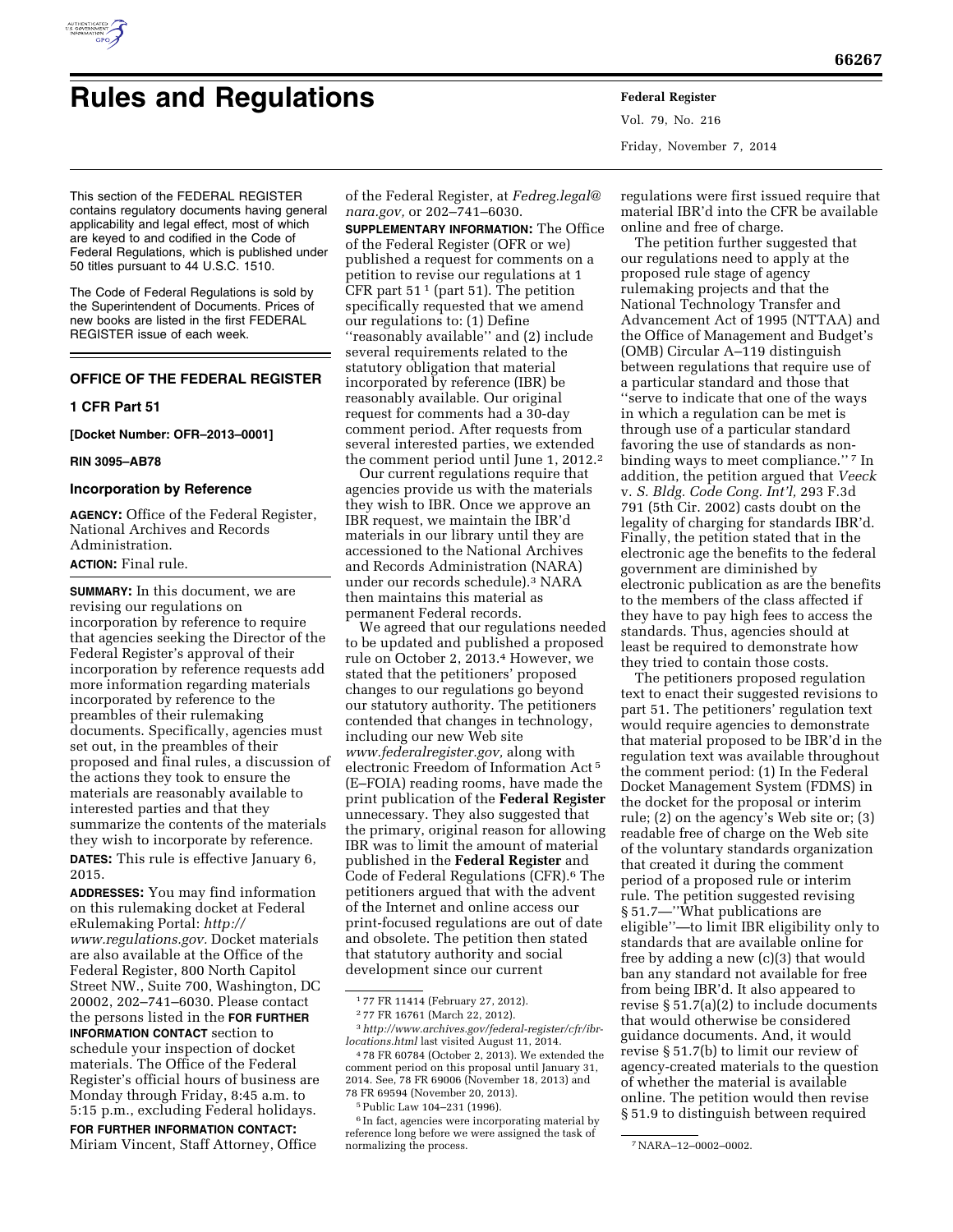# Rules and Regulations

This section of the FEDERAL REGISTER contains regulatory documents having general applicability and legal effect, most of which are keyed to and codified in the Code of Federal Regulations, which is published under 50 titles pursuant to 44 U.S.C. 1510.

The Code of Federal Regulations is sold by the Superintendent of Documents. Prices of new books are listed in the first FEDERAL REGISTER issue of each week.

## OFFICE OF THE FEDERAL REGISTER

### 1 CFR Part 51

**[Docket Number: OFR–2013–0001]**

**RIN 3095–AB78**

### Incorporation by Reference

**AGENCY:** Office of the Federal Register, National Archives and Records Administration.

**ACTION:** Final rule.

**SUMMARY:** In this document, we are revising our regulations on incorporation by reference to require that agencies seeking the Director of the Federal Register's approval of their incorporation by reference requests add more information regarding materials incorporated by reference to the preambles of their rulemaking documents. Specifically, agencies must set out, in the preambles of their proposed and final rules, a discussion of the actions they took to ensure the materials are reasonably available to interested parties and that they summarize the contents of the materials they wish to incorporate by reference.

**DATES:** This rule is effective January 6, 2015.

**ADDRESSES:** You may find information on this rulemaking docket at Federal eRulemaking Portal: *http://www.regulations.gov.* Docket materials are also available at the Office of the Federal Register, 800 North Capitol Street NW., Suite 700, Washington, DC 20002, 202–741–6030. Please contact the persons listed in the **FOR FURTHER INFORMATION CONTACT** section to schedule your inspection of docket materials. The Office of the Federal Register's official hours of business are Monday through Friday, 8:45 a.m. to 5:15 p.m., excluding Federal holidays.

**FOR FURTHER INFORMATION CONTACT:** Miriam Vincent, Staff Attorney, Office of the Federal Register, at *Fedreg.legal@nara.gov,* or 202–741–6030.

**SUPPLEMENTARY INFORMATION:** The Office of the Federal Register (OFR or we) published a request for comments on a petition to revise our regulations at 1 CFR part 51 [1] (part 51). The petition specifically requested that we amend our regulations to: (1) Define ''reasonably available'' and (2) include several requirements related to the statutory obligation that material incorporated by reference (IBR) be reasonably available. Our original request for comments had a 30-day comment period. After requests from several interested parties, we extended the comment period until June 1, 2012.[2]

Our current regulations require that agencies provide us with the materials they wish to IBR. Once we approve an IBR request, we maintain the IBR'd materials in our library until they are accessioned to the National Archives and Records Administration (NARA) under our records schedule).[3] NARA then maintains this material as permanent Federal records.

We agreed that our regulations needed to be updated and published a proposed rule on October 2, 2013.[4] However, we stated that the petitioners' proposed changes to our regulations go beyond our statutory authority. The petitioners contended that changes in technology, including our new Web site *www.federalregister.gov,* along with electronic Freedom of Information Act [5] (E–FOIA) reading rooms, have made the print publication of the **Federal Register** unnecessary. They also suggested that the primary, original reason for allowing IBR was to limit the amount of material published in the **Federal Register** and Code of Federal Regulations (CFR).[6] The petitioners argued that with the advent of the Internet and online access our print-focused regulations are out of date and obsolete. The petition then stated that statutory authority and social development since our current regulations were first issued require that material IBR'd into the CFR be available online and free of charge.

The petition further suggested that our regulations need to apply at the proposed rule stage of agency rulemaking projects and that the National Technology Transfer and Advancement Act of 1995 (NTTAA) and the Office of Management and Budget's (OMB) Circular A–119 distinguish between regulations that require use of a particular standard and those that ''serve to indicate that one of the ways in which a regulation can be met is through use of a particular standard favoring the use of standards as non-binding ways to meet compliance.'' [7] In addition, the petition argued that *Veeck* v. *S. Bldg. Code Cong. Int'l,* 293 F.3d 791 (5th Cir. 2002) casts doubt on the legality of charging for standards IBR'd. Finally, the petition stated that in the electronic age the benefits to the federal government are diminished by electronic publication as are the benefits to the members of the class affected if they have to pay high fees to access the standards. Thus, agencies should at least be required to demonstrate how they tried to contain those costs.

The petitioners proposed regulation text to enact their suggested revisions to part 51. The petitioners' regulation text would require agencies to demonstrate that material proposed to be IBR'd in the regulation text was available throughout the comment period: (1) In the Federal Docket Management System (FDMS) in the docket for the proposal or interim rule; (2) on the agency's Web site or; (3) readable free of charge on the Web site of the voluntary standards organization that created it during the comment period of a proposed rule or interim rule. The petition suggested revising § 51.7—''What publications are eligible''—to limit IBR eligibility only to standards that are available online for free by adding a new (c)(3) that would ban any standard not available for free from being IBR'd. It also appeared to revise § 51.7(a)(2) to include documents that would otherwise be considered guidance documents. And, it would revise § 51.7(b) to limit our review of agency-created materials to the question of whether the material is available online. The petition would then revise § 51.9 to distinguish between required

---

[1] 77 FR 11414 (February 27, 2012).

[2] 77 FR 16761 (March 22, 2012).

[3] *http://www.archives.gov/federal-register/cfr/ibr-locations.html* last visited August 11, 2014.

[4] 78 FR 60784 (October 2, 2013). We extended the comment period on this proposal until January 31, 2014. See, 78 FR 69006 (November 18, 2013) and 78 FR 69594 (November 20, 2013).

[5] Public Law 104–231 (1996).

[6] In fact, agencies were incorporating material by reference long before we were assigned the task of normalizing the process.

[7] NARA–12–0002–0002.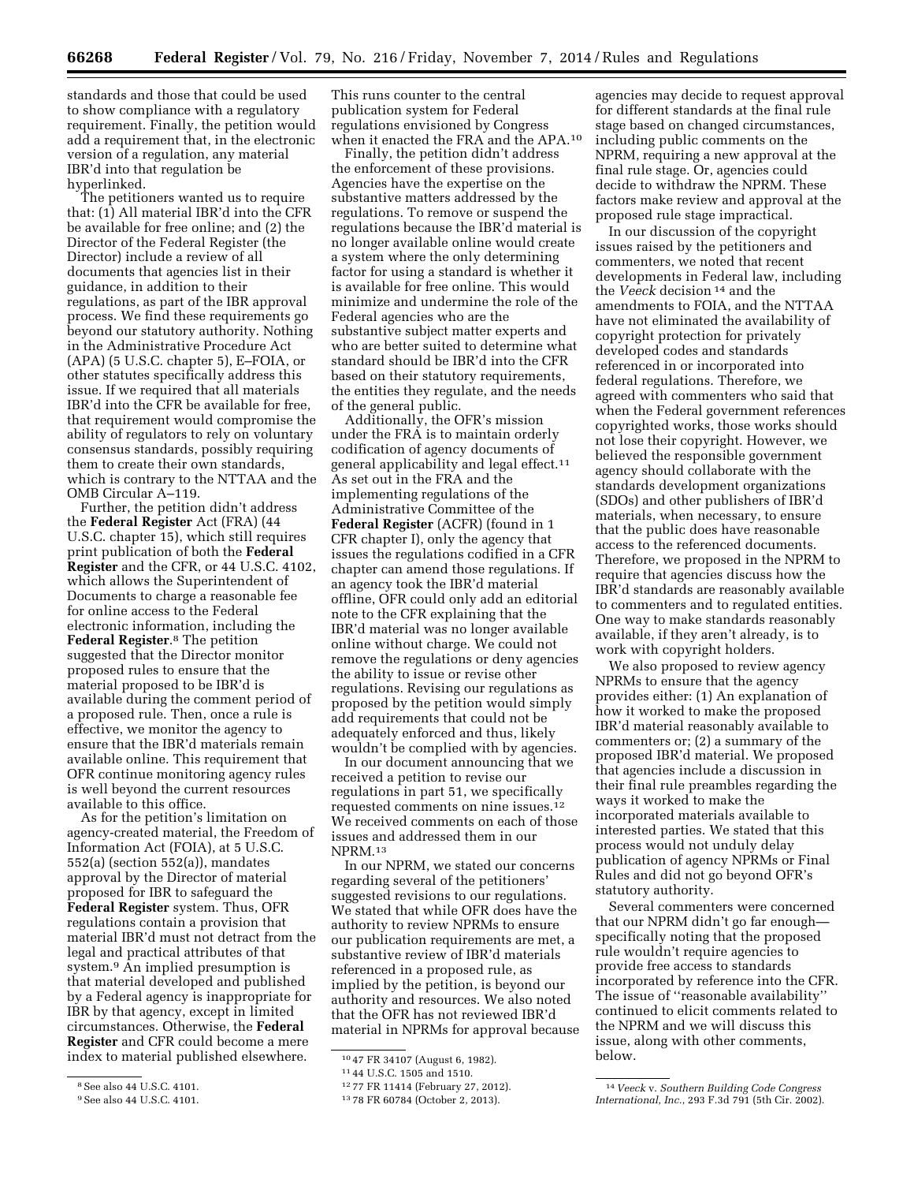standards and those that could be used to show compliance with a regulatory requirement. Finally, the petition would add a requirement that, in the electronic version of a regulation, any material IBR'd into that regulation be hyperlinked.

The petitioners wanted us to require that: (1) All material IBR'd into the CFR be available for free online; and (2) the Director of the Federal Register (the Director) include a review of all documents that agencies list in their guidance, in addition to their regulations, as part of the IBR approval process. We find these requirements go beyond our statutory authority. Nothing in the Administrative Procedure Act (APA) (5 U.S.C. chapter 5), E–FOIA, or other statutes specifically address this issue. If we required that all materials IBR'd into the CFR be available for free, that requirement would compromise the ability of regulators to rely on voluntary consensus standards, possibly requiring them to create their own standards, which is contrary to the NTTAA and the OMB Circular A–119.

Further, the petition didn't address the **Federal Register** Act (FRA) (44 U.S.C. chapter 15), which still requires print publication of both the **Federal Register** and the CFR, or 44 U.S.C. 4102, which allows the Superintendent of Documents to charge a reasonable fee for online access to the Federal electronic information, including the **Federal Register**.[8] The petition suggested that the Director monitor proposed rules to ensure that the material proposed to be IBR'd is available during the comment period of a proposed rule. Then, once a rule is effective, we monitor the agency to ensure that the IBR'd materials remain available online. This requirement that OFR continue monitoring agency rules is well beyond the current resources available to this office.

As for the petition's limitation on agency-created material, the Freedom of Information Act (FOIA), at 5 U.S.C. 552(a) (section 552(a)), mandates approval by the Director of material proposed for IBR to safeguard the **Federal Register** system. Thus, OFR regulations contain a provision that material IBR'd must not detract from the legal and practical attributes of that system.[9] An implied presumption is that material developed and published by a Federal agency is inappropriate for IBR by that agency, except in limited circumstances. Otherwise, the **Federal Register** and CFR could become a mere index to material published elsewhere. This runs counter to the central publication system for Federal regulations envisioned by Congress when it enacted the FRA and the APA.[10]

Finally, the petition didn't address the enforcement of these provisions. Agencies have the expertise on the substantive matters addressed by the regulations. To remove or suspend the regulations because the IBR'd material is no longer available online would create a system where the only determining factor for using a standard is whether it is available for free online. This would minimize and undermine the role of the Federal agencies who are the substantive subject matter experts and who are better suited to determine what standard should be IBR'd into the CFR based on their statutory requirements, the entities they regulate, and the needs of the general public.

Additionally, the OFR's mission under the FRA is to maintain orderly codification of agency documents of general applicability and legal effect.[11] As set out in the FRA and the implementing regulations of the Administrative Committee of the **Federal Register** (ACFR) (found in 1 CFR chapter I), only the agency that issues the regulations codified in a CFR chapter can amend those regulations. If an agency took the IBR'd material offline, OFR could only add an editorial note to the CFR explaining that the IBR'd material was no longer available online without charge. We could not remove the regulations or deny agencies the ability to issue or revise other regulations. Revising our regulations as proposed by the petition would simply add requirements that could not be adequately enforced and thus, likely wouldn't be complied with by agencies.

In our document announcing that we received a petition to revise our regulations in part 51, we specifically requested comments on nine issues.[12] We received comments on each of those issues and addressed them in our NPRM.[13]

In our NPRM, we stated our concerns regarding several of the petitioners' suggested revisions to our regulations. We stated that while OFR does have the authority to review NPRMs to ensure our publication requirements are met, a substantive review of IBR'd materials referenced in a proposed rule, as implied by the petition, is beyond our authority and resources. We also noted that the OFR has not reviewed IBR'd material in NPRMs for approval because agencies may decide to request approval for different standards at the final rule stage based on changed circumstances, including public comments on the NPRM, requiring a new approval at the final rule stage. Or, agencies could decide to withdraw the NPRM. These factors make review and approval at the proposed rule stage impractical.

In our discussion of the copyright issues raised by the petitioners and commenters, we noted that recent developments in Federal law, including the *Veeck* decision[14] and the amendments to FOIA, and the NTTAA have not eliminated the availability of copyright protection for privately developed codes and standards referenced in or incorporated into federal regulations. Therefore, we agreed with commenters who said that when the Federal government references copyrighted works, those works should not lose their copyright. However, we believed the responsible government agency should collaborate with the standards development organizations (SDOs) and other publishers of IBR'd materials, when necessary, to ensure that the public does have reasonable access to the referenced documents. Therefore, we proposed in the NPRM to require that agencies discuss how the IBR'd standards are reasonably available to commenters and to regulated entities. One way to make standards reasonably available, if they aren't already, is to work with copyright holders.

We also proposed to review agency NPRMs to ensure that the agency provides either: (1) An explanation of how it worked to make the proposed IBR'd material reasonably available to commenters or; (2) a summary of the proposed IBR'd material. We proposed that agencies include a discussion in their final rule preambles regarding the ways it worked to make the incorporated materials available to interested parties. We stated that this process would not unduly delay publication of agency NPRMs or Final Rules and did not go beyond OFR's statutory authority.

Several commenters were concerned that our NPRM didn't go far enough—specifically noting that the proposed rule wouldn't require agencies to provide free access to standards incorporated by reference into the CFR. The issue of "reasonable availability" continued to elicit comments related to the NPRM and we will discuss this issue, along with other comments, below.

[8] See also 44 U.S.C. 4101.

[9] See also 44 U.S.C. 4101.

[10] 47 FR 34107 (August 6, 1982).

[11] 44 U.S.C. 1505 and 1510.

[12] 77 FR 11414 (February 27, 2012).

[13] 78 FR 60784 (October 2, 2013).

[14] *Veeck* v. *Southern Building Code Congress International, Inc.*, 293 F.3d 791 (5th Cir. 2002).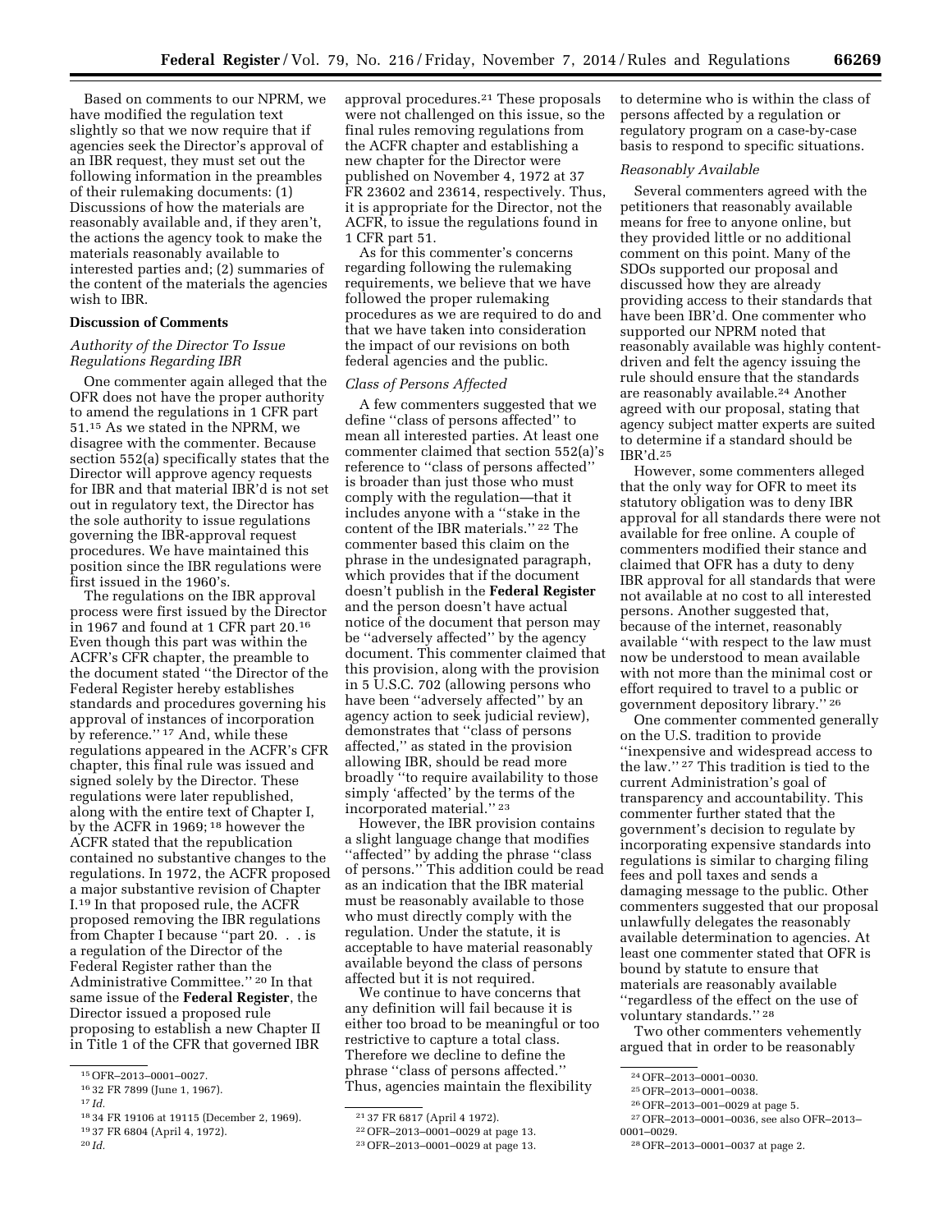Based on comments to our NPRM, we have modified the regulation text slightly so that we now require that if agencies seek the Director's approval of an IBR request, they must set out the following information in the preambles of their rulemaking documents: (1) Discussions of how the materials are reasonably available and, if they aren't, the actions the agency took to make the materials reasonably available to interested parties and; (2) summaries of the content of the materials the agencies wish to IBR.

## Discussion of Comments

### *Authority of the Director To Issue Regulations Regarding IBR*

One commenter again alleged that the OFR does not have the proper authority to amend the regulations in 1 CFR part 51.[15] As we stated in the NPRM, we disagree with the commenter. Because section 552(a) specifically states that the Director will approve agency requests for IBR and that material IBR'd is not set out in regulatory text, the Director has the sole authority to issue regulations governing the IBR-approval request procedures. We have maintained this position since the IBR regulations were first issued in the 1960's.

The regulations on the IBR approval process were first issued by the Director in 1967 and found at 1 CFR part 20.[16] Even though this part was within the ACFR's CFR chapter, the preamble to the document stated "the Director of the Federal Register hereby establishes standards and procedures governing his approval of instances of incorporation by reference." [17] And, while these regulations appeared in the ACFR's CFR chapter, this final rule was issued and signed solely by the Director. These regulations were later republished, along with the entire text of Chapter I, by the ACFR in 1969; [18] however the ACFR stated that the republication contained no substantive changes to the regulations. In 1972, the ACFR proposed a major substantive revision of Chapter I.[19] In that proposed rule, the ACFR proposed removing the IBR regulations from Chapter I because "part 20. . . is a regulation of the Director of the Federal Register rather than the Administrative Committee." [20] In that same issue of the **Federal Register**, the Director issued a proposed rule proposing to establish a new Chapter II in Title 1 of the CFR that governed IBR approval procedures.[21] These proposals were not challenged on this issue, so the final rules removing regulations from the ACFR chapter and establishing a new chapter for the Director were published on November 4, 1972 at 37 FR 23602 and 23614, respectively. Thus, it is appropriate for the Director, not the ACFR, to issue the regulations found in 1 CFR part 51.

As for this commenter's concerns regarding following the rulemaking requirements, we believe that we have followed the proper rulemaking procedures as we are required to do and that we have taken into consideration the impact of our revisions on both federal agencies and the public.

### *Class of Persons Affected*

A few commenters suggested that we define "class of persons affected" to mean all interested parties. At least one commenter claimed that section 552(a)'s reference to "class of persons affected" is broader than just those who must comply with the regulation—that it includes anyone with a "stake in the content of the IBR materials." [22] The commenter based this claim on the phrase in the undesignated paragraph, which provides that if the document doesn't publish in the **Federal Register** and the person doesn't have actual notice of the document that person may be "adversely affected" by the agency document. This commenter claimed that this provision, along with the provision in 5 U.S.C. 702 (allowing persons who have been "adversely affected" by an agency action to seek judicial review), demonstrates that "class of persons affected," as stated in the provision allowing IBR, should be read more broadly "to require availability to those simply 'affected' by the terms of the incorporated material." [23]

However, the IBR provision contains a slight language change that modifies "affected" by adding the phrase "class of persons." This addition could be read as an indication that the IBR material must be reasonably available to those who must directly comply with the regulation. Under the statute, it is acceptable to have material reasonably available beyond the class of persons affected but it is not required.

We continue to have concerns that any definition will fail because it is either too broad to be meaningful or too restrictive to capture a total class. Therefore we decline to define the phrase "class of persons affected." Thus, agencies maintain the flexibility to determine who is within the class of persons affected by a regulation or regulatory program on a case-by-case basis to respond to specific situations.

### *Reasonably Available*

Several commenters agreed with the petitioners that reasonably available means for free to anyone online, but they provided little or no additional comment on this point. Many of the SDOs supported our proposal and discussed how they are already providing access to their standards that have been IBR'd. One commenter who supported our NPRM noted that reasonably available was highly content-driven and felt the agency issuing the rule should ensure that the standards are reasonably available.[24] Another agreed with our proposal, stating that agency subject matter experts are suited to determine if a standard should be IBR'd.[25]

However, some commenters alleged that the only way for OFR to meet its statutory obligation was to deny IBR approval for all standards there were not available for free online. A couple of commenters modified their stance and claimed that OFR has a duty to deny IBR approval for all standards that were not available at no cost to all interested persons. Another suggested that, because of the internet, reasonably available "with respect to the law must now be understood to mean available with not more than the minimal cost or effort required to travel to a public or government depository library." [26]

One commenter commented generally on the U.S. tradition to provide "inexpensive and widespread access to the law." [27] This tradition is tied to the current Administration's goal of transparency and accountability. This commenter further stated that the government's decision to regulate by incorporating expensive standards into regulations is similar to charging filing fees and poll taxes and sends a damaging message to the public. Other commenters suggested that our proposal unlawfully delegates the reasonably available determination to agencies. At least one commenter stated that OFR is bound by statute to ensure that materials are reasonably available "regardless of the effect on the use of voluntary standards." [28]

Two other commenters vehemently argued that in order to be reasonably

---

[15] OFR–2013–0001–0027.

[16] 32 FR 7899 (June 1, 1967).

[17] *Id.*

[18] 34 FR 19106 at 19115 (December 2, 1969).

[19] 37 FR 6804 (April 4, 1972).

[20] *Id.*

[21] 37 FR 6817 (April 4 1972).

[22] OFR–2013–0001–0029 at page 13.

[23] OFR–2013–0001–0029 at page 13.

[24] OFR–2013–0001–0030.

[25] OFR–2013–0001–0038.

[26] OFR–2013–001–0029 at page 5.

[27] OFR–2013–0001–0036, see also OFR–2013–0001–0029.

[28] OFR–2013–0001–0037 at page 2.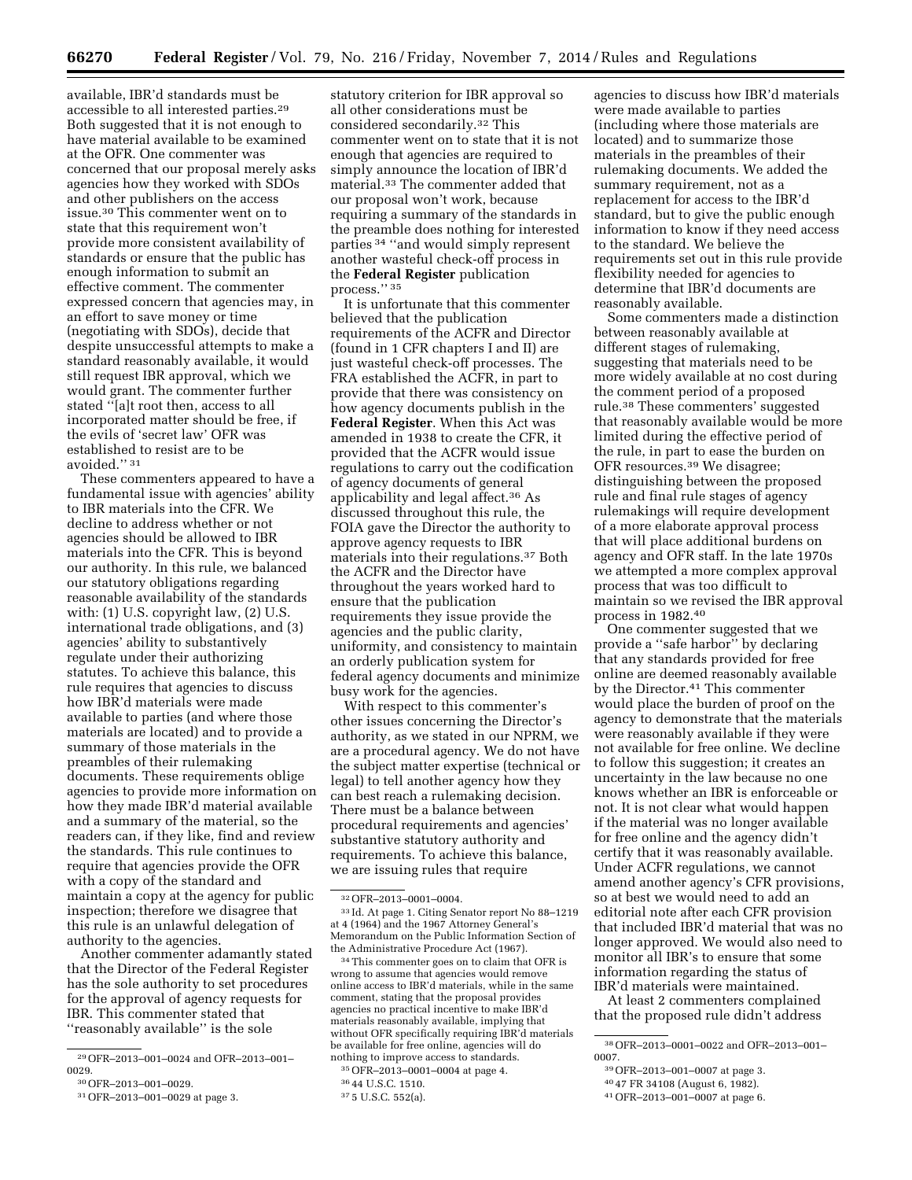available, IBR'd standards must be accessible to all interested parties.[29] Both suggested that it is not enough to have material available to be examined at the OFR. One commenter was concerned that our proposal merely asks agencies how they worked with SDOs and other publishers on the access issue.[30] This commenter went on to state that this requirement won't provide more consistent availability of standards or ensure that the public has enough information to submit an effective comment. The commenter expressed concern that agencies may, in an effort to save money or time (negotiating with SDOs), decide that despite unsuccessful attempts to make a standard reasonably available, it would still request IBR approval, which we would grant. The commenter further stated "[a]t root then, access to all incorporated matter should be free, if the evils of 'secret law' OFR was established to resist are to be avoided."[31]

These commenters appeared to have a fundamental issue with agencies' ability to IBR materials into the CFR. We decline to address whether or not agencies should be allowed to IBR materials into the CFR. This is beyond our authority. In this rule, we balanced our statutory obligations regarding reasonable availability of the standards with: (1) U.S. copyright law, (2) U.S. international trade obligations, and (3) agencies' ability to substantively regulate under their authorizing statutes. To achieve this balance, this rule requires that agencies to discuss how IBR'd materials were made available to parties (and where those materials are located) and to provide a summary of those materials in the preambles of their rulemaking documents. These requirements oblige agencies to provide more information on how they made IBR'd material available and a summary of the material, so the readers can, if they like, find and review the standards. This rule continues to require that agencies provide the OFR with a copy of the standard and maintain a copy at the agency for public inspection; therefore we disagree that this rule is an unlawful delegation of authority to the agencies.

Another commenter adamantly stated that the Director of the Federal Register has the sole authority to set procedures for the approval of agency requests for IBR. This commenter stated that "reasonably available" is the sole statutory criterion for IBR approval so all other considerations must be considered secondarily.[32] This commenter went on to state that it is not enough that agencies are required to simply announce the location of IBR'd material.[33] The commenter added that our proposal won't work, because requiring a summary of the standards in the preamble does nothing for interested parties[34] "and would simply represent another wasteful check-off process in the **Federal Register** publication process."[35]

It is unfortunate that this commenter believed that the publication requirements of the ACFR and Director (found in 1 CFR chapters I and II) are just wasteful check-off processes. The FRA established the ACFR, in part to provide that there was consistency on how agency documents publish in the **Federal Register**. When this Act was amended in 1938 to create the CFR, it provided that the ACFR would issue regulations to carry out the codification of agency documents of general applicability and legal affect.[36] As discussed throughout this rule, the FOIA gave the Director the authority to approve agency requests to IBR materials into their regulations.[37] Both the ACFR and the Director have throughout the years worked hard to ensure that the publication requirements they issue provide the agencies and the public clarity, uniformity, and consistency to maintain an orderly publication system for federal agency documents and minimize busy work for the agencies.

With respect to this commenter's other issues concerning the Director's authority, as we stated in our NPRM, we are a procedural agency. We do not have the subject matter expertise (technical or legal) to tell another agency how they can best reach a rulemaking decision. There must be a balance between procedural requirements and agencies' substantive statutory authority and requirements. To achieve this balance, we are issuing rules that require agencies to discuss how IBR'd materials were made available to parties (including where those materials are located) and to summarize those materials in the preambles of their rulemaking documents. We added the summary requirement, not as a replacement for access to the IBR'd standard, but to give the public enough information to know if they need access to the standard. We believe the requirements set out in this rule provide flexibility needed for agencies to determine that IBR'd documents are reasonably available.

Some commenters made a distinction between reasonably available at different stages of rulemaking, suggesting that materials need to be more widely available at no cost during the comment period of a proposed rule.[38] These commenters' suggested that reasonably available would be more limited during the effective period of the rule, in part to ease the burden on OFR resources.[39] We disagree; distinguishing between the proposed rule and final rule stages of agency rulemakings will require development of a more elaborate approval process that will place additional burdens on agency and OFR staff. In the late 1970s we attempted a more complex approval process that was too difficult to maintain so we revised the IBR approval process in 1982.[40]

One commenter suggested that we provide a "safe harbor" by declaring that any standards provided for free online are deemed reasonably available by the Director.[41] This commenter would place the burden of proof on the agency to demonstrate that the materials were reasonably available if they were not available for free online. We decline to follow this suggestion; it creates an uncertainty in the law because no one knows whether an IBR is enforceable or not. It is not clear what would happen if the material was no longer available for free online and the agency didn't certify that it was reasonably available. Under ACFR regulations, we cannot amend another agency's CFR provisions, so at best we would need to add an editorial note after each CFR provision that included IBR'd material that was no longer approved. We would also need to monitor all IBR's to ensure that some information regarding the status of IBR'd materials were maintained.

At least 2 commenters complained that the proposed rule didn't address

---

[29] OFR–2013–001–0024 and OFR–2013–001–0029.

[30] OFR–2013–001–0029.

[31] OFR–2013–001–0029 at page 3.

[32] OFR–2013–0001–0004.

[33] Id. At page 1. Citing Senator report No 88–1219 at 4 (1964) and the 1967 Attorney General's Memorandum on the Public Information Section of the Administrative Procedure Act (1967).

[34] This commenter goes on to claim that OFR is wrong to assume that agencies would remove online access to IBR'd materials, while in the same comment, stating that the proposal provides agencies no practical incentive to make IBR'd materials reasonably available, implying that without OFR specifically requiring IBR'd materials be available for free online, agencies will do nothing to improve access to standards.

[35] OFR–2013–0001–0004 at page 4.

[36] 44 U.S.C. 1510.

[37] 5 U.S.C. 552(a).

[38] OFR–2013–0001–0022 and OFR–2013–001–0007.

[39] OFR–2013–001–0007 at page 3.

[40] 47 FR 34108 (August 6, 1982).

[41] OFR–2013–001–0007 at page 6.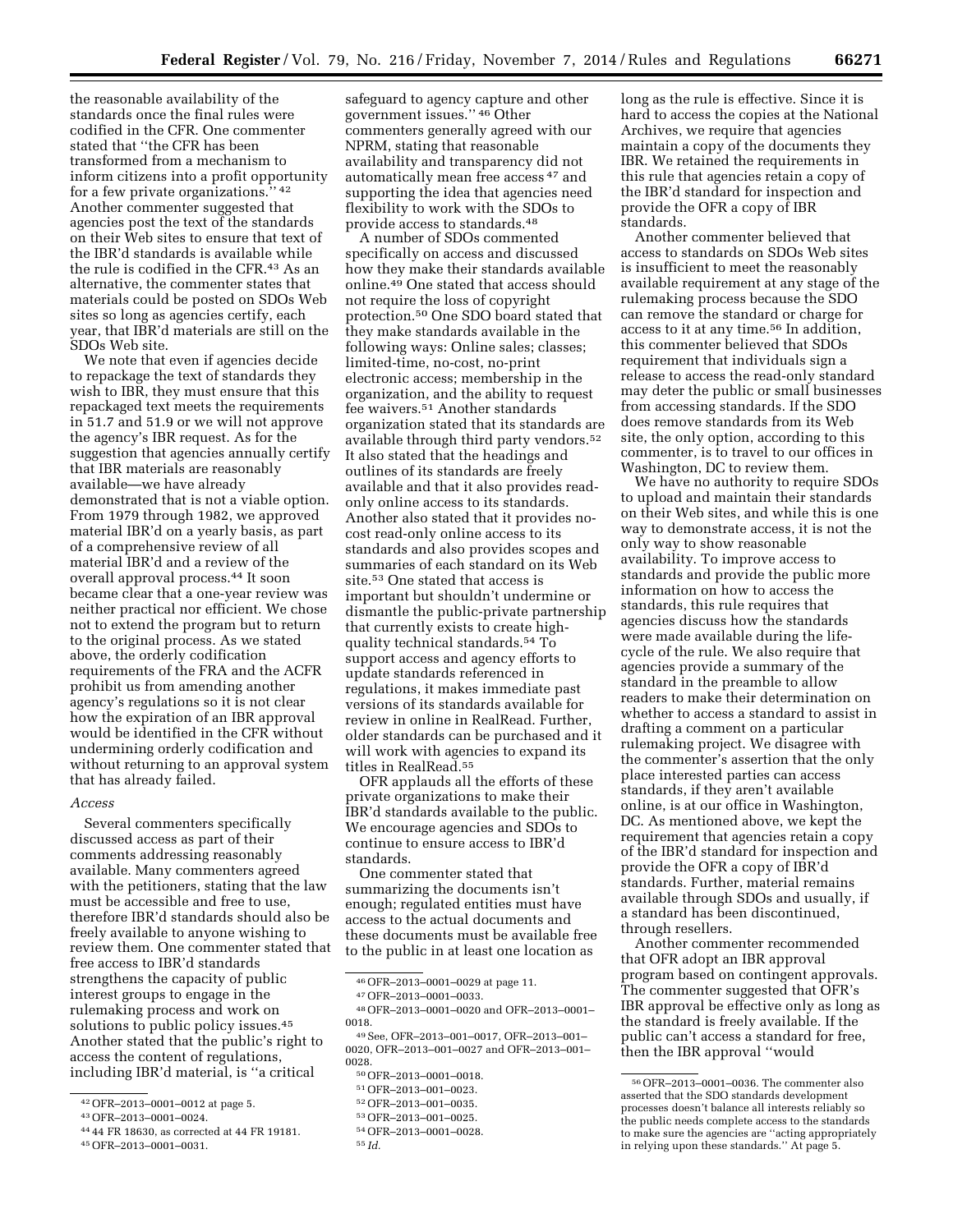the reasonable availability of the standards once the final rules were codified in the CFR. One commenter stated that "the CFR has been transformed from a mechanism to inform citizens into a profit opportunity for a few private organizations."[42] Another commenter suggested that agencies post the text of the standards on their Web sites to ensure that text of the IBR'd standards is available while the rule is codified in the CFR.[43] As an alternative, the commenter states that materials could be posted on SDOs Web sites so long as agencies certify, each year, that IBR'd materials are still on the SDOs Web site.

We note that even if agencies decide to repackage the text of standards they wish to IBR, they must ensure that this repackaged text meets the requirements in 51.7 and 51.9 or we will not approve the agency's IBR request. As for the suggestion that agencies annually certify that IBR materials are reasonably available—we have already demonstrated that is not a viable option. From 1979 through 1982, we approved material IBR'd on a yearly basis, as part of a comprehensive review of all material IBR'd and a review of the overall approval process.[44] It soon became clear that a one-year review was neither practical nor efficient. We chose not to extend the program but to return to the original process. As we stated above, the orderly codification requirements of the FRA and the ACFR prohibit us from amending another agency's regulations so it is not clear how the expiration of an IBR approval would be identified in the CFR without undermining orderly codification and without returning to an approval system that has already failed.

*Access*

Several commenters specifically discussed access as part of their comments addressing reasonably available. Many commenters agreed with the petitioners, stating that the law must be accessible and free to use, therefore IBR'd standards should also be freely available to anyone wishing to review them. One commenter stated that free access to IBR'd standards strengthens the capacity of public interest groups to engage in the rulemaking process and work on solutions to public policy issues.[45] Another stated that the public's right to access the content of regulations, including IBR'd material, is "a critical safeguard to agency capture and other government issues."[46] Other commenters generally agreed with our NPRM, stating that reasonable availability and transparency did not automatically mean free access[47] and supporting the idea that agencies need flexibility to work with the SDOs to provide access to standards.[48]

A number of SDOs commented specifically on access and discussed how they make their standards available online.[49] One stated that access should not require the loss of copyright protection.[50] One SDO board stated that they make standards available in the following ways: Online sales; classes; limited-time, no-cost, no-print electronic access; membership in the organization, and the ability to request fee waivers.[51] Another standards organization stated that its standards are available through third party vendors.[52] It also stated that the headings and outlines of its standards are freely available and that it also provides read-only online access to its standards. Another also stated that it provides no-cost read-only online access to its standards and also provides scopes and summaries of each standard on its Web site.[53] One stated that access is important but shouldn't undermine or dismantle the public-private partnership that currently exists to create high-quality technical standards.[54] To support access and agency efforts to update standards referenced in regulations, it makes immediate past versions of its standards available for review in online in RealRead. Further, older standards can be purchased and it will work with agencies to expand its titles in RealRead.[55]

OFR applauds all the efforts of these private organizations to make their IBR'd standards available to the public. We encourage agencies and SDOs to continue to ensure access to IBR'd standards.

One commenter stated that summarizing the documents isn't enough; regulated entities must have access to the actual documents and these documents must be available free to the public in at least one location as long as the rule is effective. Since it is hard to access the copies at the National Archives, we require that agencies maintain a copy of the documents they IBR. We retained the requirements in this rule that agencies retain a copy of the IBR'd standard for inspection and provide the OFR a copy of IBR standards.

Another commenter believed that access to standards on SDOs Web sites is insufficient to meet the reasonably available requirement at any stage of the rulemaking process because the SDO can remove the standard or charge for access to it at any time.[56] In addition, this commenter believed that SDOs requirement that individuals sign a release to access the read-only standard may deter the public or small businesses from accessing standards. If the SDO does remove standards from its Web site, the only option, according to this commenter, is to travel to our offices in Washington, DC to review them.

We have no authority to require SDOs to upload and maintain their standards on their Web sites, and while this is one way to demonstrate access, it is not the only way to show reasonable availability. To improve access to standards and provide the public more information on how to access the standards, this rule requires that agencies discuss how the standards were made available during the life-cycle of the rule. We also require that agencies provide a summary of the standard in the preamble to allow readers to make their determination on whether to access a standard to assist in drafting a comment on a particular rulemaking project. We disagree with the commenter's assertion that the only place interested parties can access standards, if they aren't available online, is at our office in Washington, DC. As mentioned above, we kept the requirement that agencies retain a copy of the IBR'd standard for inspection and provide the OFR a copy of IBR'd standards. Further, material remains available through SDOs and usually, if a standard has been discontinued, through resellers.

Another commenter recommended that OFR adopt an IBR approval program based on contingent approvals. The commenter suggested that OFR's IBR approval be effective only as long as the standard is freely available. If the public can't access a standard for free, then the IBR approval "would

---

[42] OFR–2013–0001–0012 at page 5.

[43] OFR–2013–0001–0024.

[44] 44 FR 18630, as corrected at 44 FR 19181.

[45] OFR–2013–0001–0031.

[46] OFR–2013–0001–0029 at page 11.

[47] OFR–2013–0001–0033.

[48] OFR–2013–0001–0020 and OFR–2013–0001–0018.

[49] See, OFR–2013–001–0017, OFR–2013–001–0020, OFR–2013–001–0027 and OFR–2013–001–0028.

[50] OFR–2013–0001–0018.

[51] OFR–2013–001–0023.

[52] OFR–2013–001–0035.

[53] OFR–2013–001–0025.

[54] OFR–2013–0001–0028.

[55] *Id.*

[56] OFR–2013–0001–0036. The commenter also asserted that the SDO standards development processes doesn't balance all interests reliably so the public needs complete access to the standards to make sure the agencies are "acting appropriately in relying upon these standards." At page 5.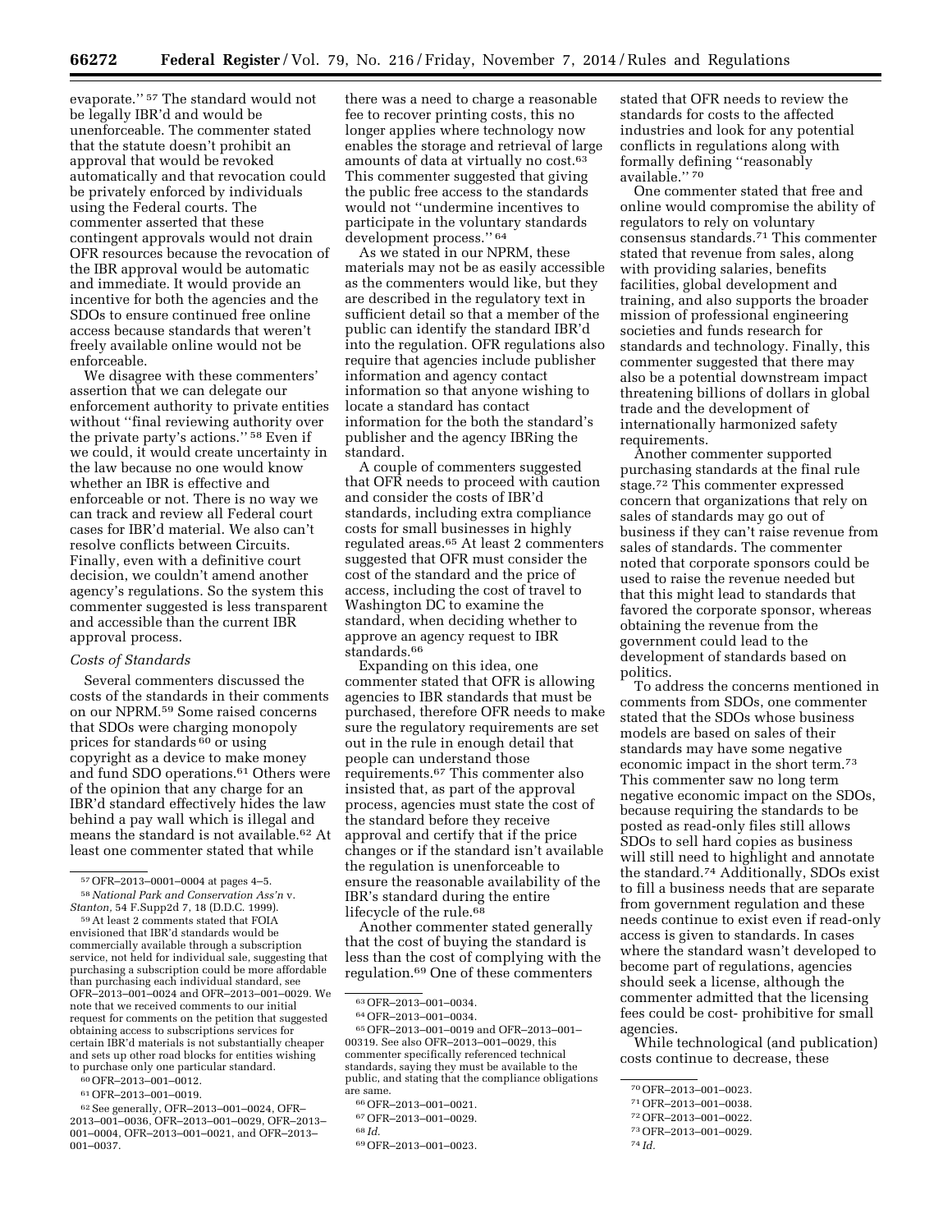evaporate.'' [57] The standard would not be legally IBR'd and would be unenforceable. The commenter stated that the statute doesn't prohibit an approval that would be revoked automatically and that revocation could be privately enforced by individuals using the Federal courts. The commenter asserted that these contingent approvals would not drain OFR resources because the revocation of the IBR approval would be automatic and immediate. It would provide an incentive for both the agencies and the SDOs to ensure continued free online access because standards that weren't freely available online would not be enforceable.

We disagree with these commenters' assertion that we can delegate our enforcement authority to private entities without ''final reviewing authority over the private party's actions.'' [58] Even if we could, it would create uncertainty in the law because no one would know whether an IBR is effective and enforceable or not. There is no way we can track and review all Federal court cases for IBR'd material. We also can't resolve conflicts between Circuits. Finally, even with a definitive court decision, we couldn't amend another agency's regulations. So the system this commenter suggested is less transparent and accessible than the current IBR approval process.

*Costs of Standards*

Several commenters discussed the costs of the standards in their comments on our NPRM.[59] Some raised concerns that SDOs were charging monopoly prices for standards [60] or using copyright as a device to make money and fund SDO operations.[61] Others were of the opinion that any charge for an IBR'd standard effectively hides the law behind a pay wall which is illegal and means the standard is not available.[62] At least one commenter stated that while there was a need to charge a reasonable fee to recover printing costs, this no longer applies where technology now enables the storage and retrieval of large amounts of data at virtually no cost.[63] This commenter suggested that giving the public free access to the standards would not ''undermine incentives to participate in the voluntary standards development process.'' [64]

As we stated in our NPRM, these materials may not be as easily accessible as the commenters would like, but they are described in the regulatory text in sufficient detail so that a member of the public can identify the standard IBR'd into the regulation. OFR regulations also require that agencies include publisher information and agency contact information so that anyone wishing to locate a standard has contact information for the both the standard's publisher and the agency IBRing the standard.

A couple of commenters suggested that OFR needs to proceed with caution and consider the costs of IBR'd standards, including extra compliance costs for small businesses in highly regulated areas.[65] At least 2 commenters suggested that OFR must consider the cost of the standard and the price of access, including the cost of travel to Washington DC to examine the standard, when deciding whether to approve an agency request to IBR standards.[66]

Expanding on this idea, one commenter stated that OFR is allowing agencies to IBR standards that must be purchased, therefore OFR needs to make sure the regulatory requirements are set out in the rule in enough detail that people can understand those requirements.[67] This commenter also insisted that, as part of the approval process, agencies must state the cost of the standard before they receive approval and certify that if the price changes or if the standard isn't available the regulation is unenforceable to ensure the reasonable availability of the IBR's standard during the entire lifecycle of the rule.[68]

Another commenter stated generally that the cost of buying the standard is less than the cost of complying with the regulation.[69] One of these commenters stated that OFR needs to review the standards for costs to the affected industries and look for any potential conflicts in regulations along with formally defining ''reasonably available.'' [70]

One commenter stated that free and online would compromise the ability of regulators to rely on voluntary consensus standards.[71] This commenter stated that revenue from sales, along with providing salaries, benefits facilities, global development and training, and also supports the broader mission of professional engineering societies and funds research for standards and technology. Finally, this commenter suggested that there may also be a potential downstream impact threatening billions of dollars in global trade and the development of internationally harmonized safety requirements.

Another commenter supported purchasing standards at the final rule stage.[72] This commenter expressed concern that organizations that rely on sales of standards may go out of business if they can't raise revenue from sales of standards. The commenter noted that corporate sponsors could be used to raise the revenue needed but that this might lead to standards that favored the corporate sponsor, whereas obtaining the revenue from the government could lead to the development of standards based on politics.

To address the concerns mentioned in comments from SDOs, one commenter stated that the SDOs whose business models are based on sales of their standards may have some negative economic impact in the short term.[73] This commenter saw no long term negative economic impact on the SDOs, because requiring the standards to be posted as read-only files still allows SDOs to sell hard copies as business will still need to highlight and annotate the standard.[74] Additionally, SDOs exist to fill a business needs that are separate from government regulation and these needs continue to exist even if read-only access is given to standards. In cases where the standard wasn't developed to become part of regulations, agencies should seek a license, although the commenter admitted that the licensing fees could be cost- prohibitive for small agencies.

While technological (and publication) costs continue to decrease, these

---

[57] OFR–2013–0001–0004 at pages 4–5.

[58] *National Park and Conservation Ass'n* v. *Stanton,* 54 F.Supp2d 7, 18 (D.D.C. 1999).

[59] At least 2 comments stated that FOIA envisioned that IBR'd standards would be commercially available through a subscription service, not held for individual sale, suggesting that purchasing a subscription could be more affordable than purchasing each individual standard, see OFR–2013–001–0024 and OFR–2013–001–0029. We note that we received comments to our initial request for comments on the petition that suggested obtaining access to subscriptions services for certain IBR'd materials is not substantially cheaper and sets up other road blocks for entities wishing to purchase only one particular standard.

[60] OFR–2013–001–0012.

[61] OFR–2013–001–0019.

[62] See generally, OFR–2013–001–0024, OFR–2013–001–0036, OFR–2013–001–0029, OFR–2013–001–0004, OFR–2013–001–0021, and OFR–2013–001–0037.

[63] OFR–2013–001–0034.

[64] OFR–2013–001–0034.

[65] OFR–2013–001–0019 and OFR–2013–001–00319. See also OFR–2013–001–0029, this commenter specifically referenced technical standards, saying they must be available to the public, and stating that the compliance obligations are same.

[66] OFR–2013–001–0021.

[67] OFR–2013–001–0029.

[68] *Id.*

[69] OFR–2013–001–0023.

[70] OFR–2013–001–0023.

[71] OFR–2013–001–0038.

[72] OFR–2013–001–0022.

[73] OFR–2013–001–0029.

[74] *Id.*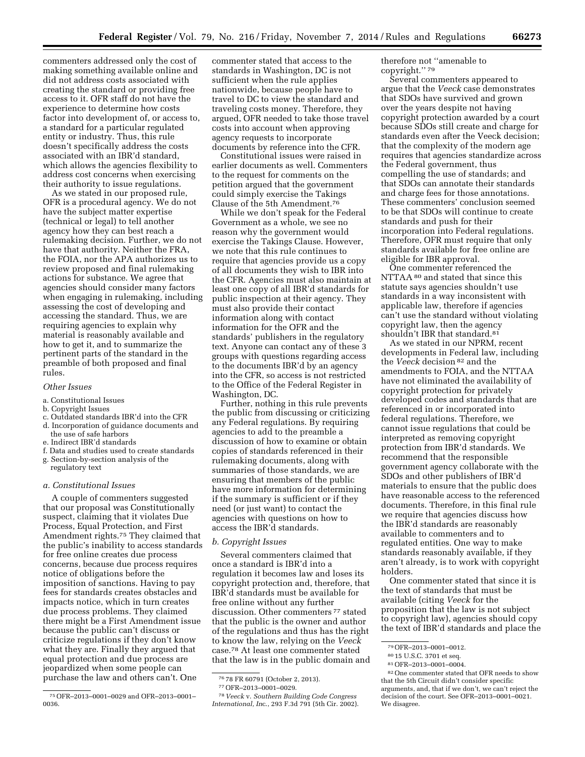commenters addressed only the cost of making something available online and did not address costs associated with creating the standard or providing free access to it. OFR staff do not have the experience to determine how costs factor into development of, or access to, a standard for a particular regulated entity or industry. Thus, this rule doesn't specifically address the costs associated with an IBR'd standard, which allows the agencies flexibility to address cost concerns when exercising their authority to issue regulations.

As we stated in our proposed rule, OFR is a procedural agency. We do not have the subject matter expertise (technical or legal) to tell another agency how they can best reach a rulemaking decision. Further, we do not have that authority. Neither the FRA, the FOIA, nor the APA authorizes us to review proposed and final rulemaking actions for substance. We agree that agencies should consider many factors when engaging in rulemaking, including assessing the cost of developing and accessing the standard. Thus, we are requiring agencies to explain why material is reasonably available and how to get it, and to summarize the pertinent parts of the standard in the preamble of both proposed and final rules.

*Other Issues*

a. Constitutional Issues
b. Copyright Issues
c. Outdated standards IBR'd into the CFR
d. Incorporation of guidance documents and the use of safe harbors
e. Indirect IBR'd standards
f. Data and studies used to create standards
g. Section-by-section analysis of the regulatory text

*a. Constitutional Issues*

A couple of commenters suggested that our proposal was Constitutionally suspect, claiming that it violates Due Process, Equal Protection, and First Amendment rights.[75] They claimed that the public's inability to access standards for free online creates due process concerns, because due process requires notice of obligations before the imposition of sanctions. Having to pay fees for standards creates obstacles and impacts notice, which in turn creates due process problems. They claimed there might be a First Amendment issue because the public can't discuss or criticize regulations if they don't know what they are. Finally they argued that equal protection and due process are jeopardized when some people can purchase the law and others can't. One commenter stated that access to the standards in Washington, DC is not sufficient when the rule applies nationwide, because people have to travel to DC to view the standard and traveling costs money. Therefore, they argued, OFR needed to take those travel costs into account when approving agency requests to incorporate documents by reference into the CFR.

Constitutional issues were raised in earlier documents as well. Commenters to the request for comments on the petition argued that the government could simply exercise the Takings Clause of the 5th Amendment.[76]

While we don't speak for the Federal Government as a whole, we see no reason why the government would exercise the Takings Clause. However, we note that this rule continues to require that agencies provide us a copy of all documents they wish to IBR into the CFR. Agencies must also maintain at least one copy of all IBR'd standards for public inspection at their agency. They must also provide their contact information along with contact information for the OFR and the standards' publishers in the regulatory text. Anyone can contact any of these 3 groups with questions regarding access to the documents IBR'd by an agency into the CFR, so access is not restricted to the Office of the Federal Register in Washington, DC.

Further, nothing in this rule prevents the public from discussing or criticizing any Federal regulations. By requiring agencies to add to the preamble a discussion of how to examine or obtain copies of standards referenced in their rulemaking documents, along with summaries of those standards, we are ensuring that members of the public have more information for determining if the summary is sufficient or if they need (or just want) to contact the agencies with questions on how to access the IBR'd standards.

*b. Copyright Issues*

Several commenters claimed that once a standard is IBR'd into a regulation it becomes law and loses its copyright protection and, therefore, that IBR'd standards must be available for free online without any further discussion. Other commenters[77] stated that the public is the owner and author of the regulations and thus has the right to know the law, relying on the *Veeck* case.[78] At least one commenter stated that the law is in the public domain and therefore not ''amenable to copyright.''[79]

Several commenters appeared to argue that the *Veeck* case demonstrates that SDOs have survived and grown over the years despite not having copyright protection awarded by a court because SDOs still create and charge for standards even after the Veeck decision; that the complexity of the modern age requires that agencies standardize across the Federal government, thus compelling the use of standards; and that SDOs can annotate their standards and charge fees for those annotations. These commenters' conclusion seemed to be that SDOs will continue to create standards and push for their incorporation into Federal regulations. Therefore, OFR must require that only standards available for free online are eligible for IBR approval.

One commenter referenced the NTTAA[80] and stated that since this statute says agencies shouldn't use standards in a way inconsistent with applicable law, therefore if agencies can't use the standard without violating copyright law, then the agency shouldn't IBR that standard.[81]

As we stated in our NPRM, recent developments in Federal law, including the *Veeck* decision[82] and the amendments to FOIA, and the NTTAA have not eliminated the availability of copyright protection for privately developed codes and standards that are referenced in or incorporated into federal regulations. Therefore, we cannot issue regulations that could be interpreted as removing copyright protection from IBR'd standards. We recommend that the responsible government agency collaborate with the SDOs and other publishers of IBR'd materials to ensure that the public does have reasonable access to the referenced documents. Therefore, in this final rule we require that agencies discuss how the IBR'd standards are reasonably available to commenters and to regulated entities. One way to make standards reasonably available, if they aren't already, is to work with copyright holders.

One commenter stated that since it is the text of standards that must be available (citing *Veeck* for the proposition that the law is not subject to copyright law), agencies should copy the text of IBR'd standards and place the

---

[75] OFR–2013–0001–0029 and OFR–2013–0001–0036.

[76] 78 FR 60791 (October 2, 2013).

[77] OFR–2013–0001–0029.

[78] *Veeck* v. *Southern Building Code Congress International, Inc.*, 293 F.3d 791 (5th Cir. 2002).

[79] OFR–2013–0001–0012.

[80] 15 U.S.C. 3701 et seq.

[81] OFR–2013–0001–0004.

[82] One commenter stated that OFR needs to show that the 5th Circuit didn't consider specific arguments, and, that if we don't, we can't reject the decision of the court. See OFR–2013–0001–0021. We disagree.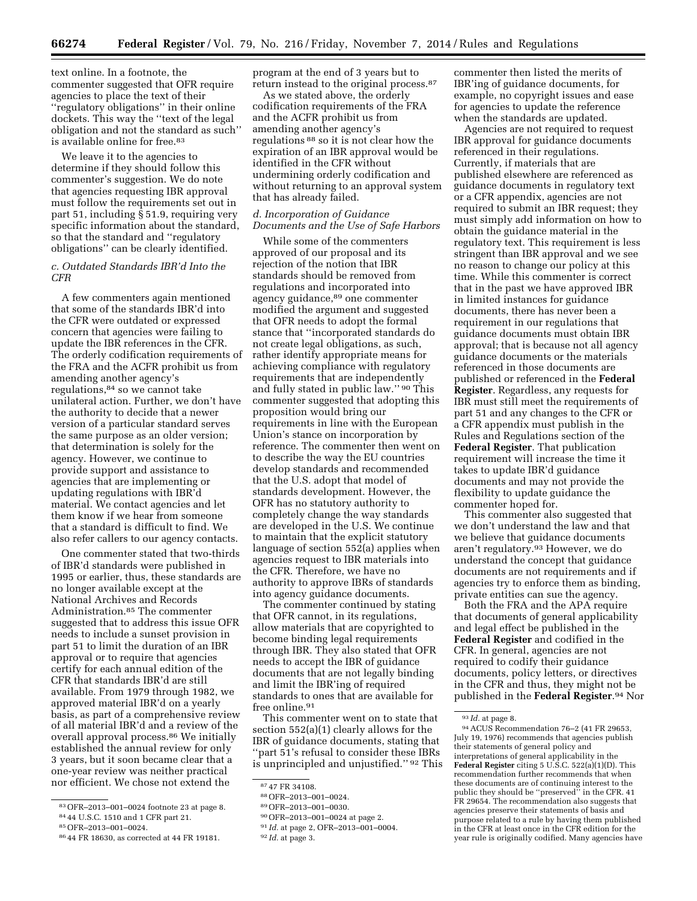text online. In a footnote, the commenter suggested that OFR require agencies to place the text of their "regulatory obligations" in their online dockets. This way the "text of the legal obligation and not the standard as such" is available online for free.[83]

We leave it to the agencies to determine if they should follow this commenter's suggestion. We do note that agencies requesting IBR approval must follow the requirements set out in part 51, including § 51.9, requiring very specific information about the standard, so that the standard and "regulatory obligations" can be clearly identified.

### c. Outdated Standards IBR'd Into the CFR

A few commenters again mentioned that some of the standards IBR'd into the CFR were outdated or expressed concern that agencies were failing to update the IBR references in the CFR. The orderly codification requirements of the FRA and the ACFR prohibit us from amending another agency's regulations,[84] so we cannot take unilateral action. Further, we don't have the authority to decide that a newer version of a particular standard serves the same purpose as an older version; that determination is solely for the agency. However, we continue to provide support and assistance to agencies that are implementing or updating regulations with IBR'd material. We contact agencies and let them know if we hear from someone that a standard is difficult to find. We also refer callers to our agency contacts.

One commenter stated that two-thirds of IBR'd standards were published in 1995 or earlier, thus, these standards are no longer available except at the National Archives and Records Administration.[85] The commenter suggested that to address this issue OFR needs to include a sunset provision in part 51 to limit the duration of an IBR approval or to require that agencies certify for each annual edition of the CFR that standards IBR'd are still available. From 1979 through 1982, we approved material IBR'd on a yearly basis, as part of a comprehensive review of all material IBR'd and a review of the overall approval process.[86] We initially established the annual review for only 3 years, but it soon became clear that a one-year review was neither practical nor efficient. We chose not extend the program at the end of 3 years but to return instead to the original process.[87]

As we stated above, the orderly codification requirements of the FRA and the ACFR prohibit us from amending another agency's regulations [88] so it is not clear how the expiration of an IBR approval would be identified in the CFR without undermining orderly codification and without returning to an approval system that has already failed.

### d. Incorporation of Guidance Documents and the Use of Safe Harbors

While some of the commenters approved of our proposal and its rejection of the notion that IBR standards should be removed from regulations and incorporated into agency guidance,[89] one commenter modified the argument and suggested that OFR needs to adopt the formal stance that "incorporated standards do not create legal obligations, as such, rather identify appropriate means for achieving compliance with regulatory requirements that are independently and fully stated in public law." [90] This commenter suggested that adopting this proposition would bring our requirements in line with the European Union's stance on incorporation by reference. The commenter then went on to describe the way the EU countries develop standards and recommended that the U.S. adopt that model of standards development. However, the OFR has no statutory authority to completely change the way standards are developed in the U.S. We continue to maintain that the explicit statutory language of section 552(a) applies when agencies request to IBR materials into the CFR. Therefore, we have no authority to approve IBRs of standards into agency guidance documents.

The commenter continued by stating that OFR cannot, in its regulations, allow materials that are copyrighted to become binding legal requirements through IBR. They also stated that OFR needs to accept the IBR of guidance documents that are not legally binding and limit the IBR'ing of required standards to ones that are available for free online.[91]

This commenter went on to state that section 552(a)(1) clearly allows for the IBR of guidance documents, stating that "part 51's refusal to consider these IBRs is unprincipled and unjustified." [92] This commenter then listed the merits of IBR'ing of guidance documents, for example, no copyright issues and ease for agencies to update the reference when the standards are updated.

Agencies are not required to request IBR approval for guidance documents referenced in their regulations. Currently, if materials that are published elsewhere are referenced as guidance documents in regulatory text or a CFR appendix, agencies are not required to submit an IBR request; they must simply add information on how to obtain the guidance material in the regulatory text. This requirement is less stringent than IBR approval and we see no reason to change our policy at this time. While this commenter is correct that in the past we have approved IBR in limited instances for guidance documents, there has never been a requirement in our regulations that guidance documents must obtain IBR approval; that is because not all agency guidance documents or the materials referenced in those documents are published or referenced in the **Federal Register**. Regardless, any requests for IBR must still meet the requirements of part 51 and any changes to the CFR or a CFR appendix must publish in the Rules and Regulations section of the **Federal Register**. That publication requirement will increase the time it takes to update IBR'd guidance documents and may not provide the flexibility to update guidance the commenter hoped for.

This commenter also suggested that we don't understand the law and that we believe that guidance documents aren't regulatory.[93] However, we do understand the concept that guidance documents are not requirements and if agencies try to enforce them as binding, private entities can sue the agency.

Both the FRA and the APA require that documents of general applicability and legal effect be published in the **Federal Register** and codified in the CFR. In general, agencies are not required to codify their guidance documents, policy letters, or directives in the CFR and thus, they might not be published in the **Federal Register**.[94] Nor

---

[83] OFR–2013–001–0024 footnote 23 at page 8.

[84] 44 U.S.C. 1510 and 1 CFR part 21.

[85] OFR–2013–001–0024.

[86] 44 FR 18630, as corrected at 44 FR 19181.

[87] 47 FR 34108.

[88] OFR–2013–001–0024.

[89] OFR–2013–001–0030.

[90] OFR–2013–001–0024 at page 2.

[91] *Id.* at page 2, OFR–2013–001–0004.

[92] *Id.* at page 3.

[93] *Id.* at page 8.

[94] ACUS Recommendation 76–2 (41 FR 29653, July 19, 1976) recommends that agencies publish their statements of general policy and interpretations of general applicability in the **Federal Register** citing 5 U.S.C. 522(a)(1)(D). This recommendation further recommends that when these documents are of continuing interest to the public they should be "preserved" in the CFR. 41 FR 29654. The recommendation also suggests that agencies preserve their statements of basis and purpose related to a rule by having them published in the CFR at least once in the CFR edition for the year rule is originally codified. Many agencies have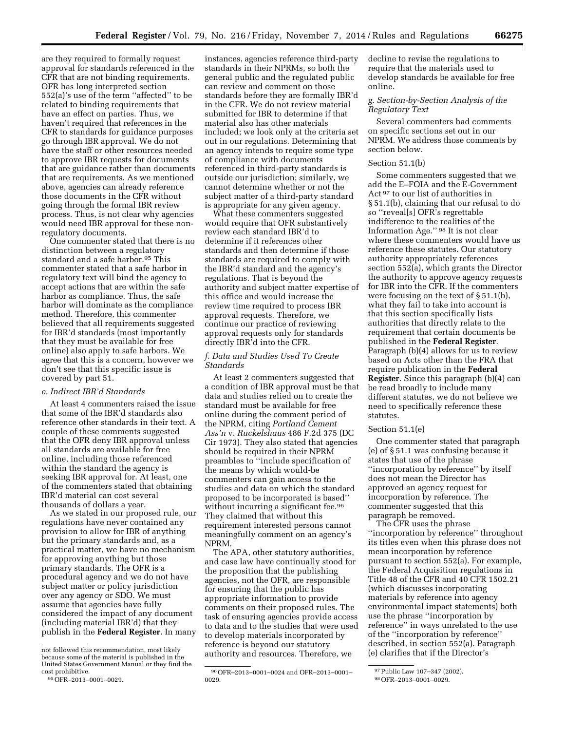are they required to formally request approval for standards referenced in the CFR that are not binding requirements. OFR has long interpreted section 552(a)'s use of the term ''affected'' to be related to binding requirements that have an effect on parties. Thus, we haven't required that references in the CFR to standards for guidance purposes go through IBR approval. We do not have the staff or other resources needed to approve IBR requests for documents that are guidance rather than documents that are requirements. As we mentioned above, agencies can already reference those documents in the CFR without going through the formal IBR review process. Thus, is not clear why agencies would need IBR approval for these non-regulatory documents.

One commenter stated that there is no distinction between a regulatory standard and a safe harbor.[95] This commenter stated that a safe harbor in regulatory text will bind the agency to accept actions that are within the safe harbor as compliance. Thus, the safe harbor will dominate as the compliance method. Therefore, this commenter believed that all requirements suggested for IBR'd standards (most importantly that they must be available for free online) also apply to safe harbors. We agree that this is a concern, however we don't see that this specific issue is covered by part 51.

### *e. Indirect IBR'd Standards*

At least 4 commenters raised the issue that some of the IBR'd standards also reference other standards in their text. A couple of these comments suggested that the OFR deny IBR approval unless all standards are available for free online, including those referenced within the standard the agency is seeking IBR approval for. At least, one of the commenters stated that obtaining IBR'd material can cost several thousands of dollars a year.

As we stated in our proposed rule, our regulations have never contained any provision to allow for IBR of anything but the primary standards and, as a practical matter, we have no mechanism for approving anything but those primary standards. The OFR is a procedural agency and we do not have subject matter or policy jurisdiction over any agency or SDO. We must assume that agencies have fully considered the impact of any document (including material IBR'd) that they publish in the **Federal Register**. In many instances, agencies reference third-party standards in their NPRMs, so both the general public and the regulated public can review and comment on those standards before they are formally IBR'd in the CFR. We do not review material submitted for IBR to determine if that material also has other materials included; we look only at the criteria set out in our regulations. Determining that an agency intends to require some type of compliance with documents referenced in third-party standards is outside our jurisdiction; similarly, we cannot determine whether or not the subject matter of a third-party standard is appropriate for any given agency.

What these commenters suggested would require that OFR substantively review each standard IBR'd to determine if it references other standards and then determine if those standards are required to comply with the IBR'd standard and the agency's regulations. That is beyond the authority and subject matter expertise of this office and would increase the review time required to process IBR approval requests. Therefore, we continue our practice of reviewing approval requests only for standards directly IBR'd into the CFR.

### *f. Data and Studies Used To Create Standards*

At least 2 commenters suggested that a condition of IBR approval must be that data and studies relied on to create the standard must be available for free online during the comment period of the NPRM, citing *Portland Cement Ass'n* v. *Ruckelshaus* 486 F.2d 375 (DC Cir 1973). They also stated that agencies should be required in their NPRM preambles to ''include specification of the means by which would-be commenters can gain access to the studies and data on which the standard proposed to be incorporated is based'' without incurring a significant fee.[96] They claimed that without this requirement interested persons cannot meaningfully comment on an agency's NPRM.

The APA, other statutory authorities, and case law have continually stood for the proposition that the publishing agencies, not the OFR, are responsible for ensuring that the public has appropriate information to provide comments on their proposed rules. The task of ensuring agencies provide access to data and to the studies that were used to develop materials incorporated by reference is beyond our statutory authority and resources. Therefore, we decline to revise the regulations to require that the materials used to develop standards be available for free online.

### *g. Section-by-Section Analysis of the Regulatory Text*

Several commenters had comments on specific sections set out in our NPRM. We address those comments by section below.

#### Section 51.1(b)

Some commenters suggested that we add the E–FOIA and the E-Government Act[97] to our list of authorities in § 51.1(b), claiming that our refusal to do so ''reveal[s] OFR's regrettable indifference to the realities of the Information Age.''[98] It is not clear where these commenters would have us reference these statutes. Our statutory authority appropriately references section 552(a), which grants the Director the authority to approve agency requests for IBR into the CFR. If the commenters were focusing on the text of § 51.1(b), what they fail to take into account is that this section specifically lists authorities that directly relate to the requirement that certain documents be published in the **Federal Register**. Paragraph (b)(4) allows for us to review based on Acts other than the FRA that require publication in the **Federal Register**. Since this paragraph (b)(4) can be read broadly to include many different statutes, we do not believe we need to specifically reference these statutes.

#### Section 51.1(e)

One commenter stated that paragraph (e) of § 51.1 was confusing because it states that use of the phrase ''incorporation by reference'' by itself does not mean the Director has approved an agency request for incorporation by reference. The commenter suggested that this paragraph be removed.

The CFR uses the phrase ''incorporation by reference'' throughout its titles even when this phrase does not mean incorporation by reference pursuant to section 552(a). For example, the Federal Acquisition regulations in Title 48 of the CFR and 40 CFR 1502.21 (which discusses incorporating materials by reference into agency environmental impact statements) both use the phrase ''incorporation by reference'' in ways unrelated to the use of the ''incorporation by reference'' described, in section 552(a). Paragraph (e) clarifies that if the Director's

---

not followed this recommendation, most likely because some of the material is published in the United States Government Manual or they find the cost prohibitive.

[95] OFR–2013–0001–0029.

[96] OFR–2013–0001–0024 and OFR–2013–0001–0029.

[97] Public Law 107–347 (2002).

[98] OFR–2013–0001–0029.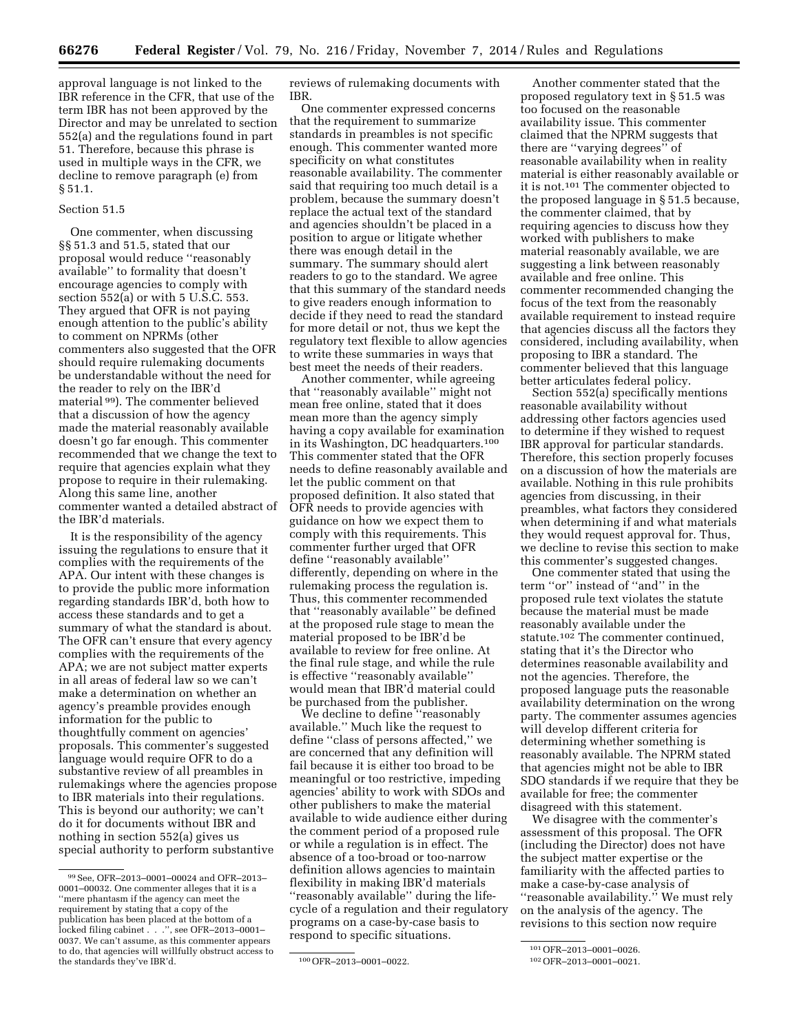approval language is not linked to the IBR reference in the CFR, that use of the term IBR has not been approved by the Director and may be unrelated to section 552(a) and the regulations found in part 51. Therefore, because this phrase is used in multiple ways in the CFR, we decline to remove paragraph (e) from § 51.1.

Section 51.5

One commenter, when discussing §§ 51.3 and 51.5, stated that our proposal would reduce ''reasonably available'' to formality that doesn't encourage agencies to comply with section 552(a) or with 5 U.S.C. 553. They argued that OFR is not paying enough attention to the public's ability to comment on NPRMs (other commenters also suggested that the OFR should require rulemaking documents be understandable without the need for the reader to rely on the IBR'd material [99]). The commenter believed that a discussion of how the agency made the material reasonably available doesn't go far enough. This commenter recommended that we change the text to require that agencies explain what they propose to require in their rulemaking. Along this same line, another commenter wanted a detailed abstract of the IBR'd materials.

It is the responsibility of the agency issuing the regulations to ensure that it complies with the requirements of the APA. Our intent with these changes is to provide the public more information regarding standards IBR'd, both how to access these standards and to get a summary of what the standard is about. The OFR can't ensure that every agency complies with the requirements of the APA; we are not subject matter experts in all areas of federal law so we can't make a determination on whether an agency's preamble provides enough information for the public to thoughtfully comment on agencies' proposals. This commenter's suggested language would require OFR to do a substantive review of all preambles in rulemakings where the agencies propose to IBR materials into their regulations. This is beyond our authority; we can't do it for documents without IBR and nothing in section 552(a) gives us special authority to perform substantive reviews of rulemaking documents with IBR.

One commenter expressed concerns that the requirement to summarize standards in preambles is not specific enough. This commenter wanted more specificity on what constitutes reasonable availability. The commenter said that requiring too much detail is a problem, because the summary doesn't replace the actual text of the standard and agencies shouldn't be placed in a position to argue or litigate whether there was enough detail in the summary. The summary should alert readers to go to the standard. We agree that this summary of the standard needs to give readers enough information to decide if they need to read the standard for more detail or not, thus we kept the regulatory text flexible to allow agencies to write these summaries in ways that best meet the needs of their readers.

Another commenter, while agreeing that ''reasonably available'' might not mean free online, stated that it does mean more than the agency simply having a copy available for examination in its Washington, DC headquarters.[100] This commenter stated that the OFR needs to define reasonably available and let the public comment on that proposed definition. It also stated that OFR needs to provide agencies with guidance on how we expect them to comply with this requirements. This commenter further urged that OFR define ''reasonably available'' differently, depending on where in the rulemaking process the regulation is. Thus, this commenter recommended that ''reasonably available'' be defined at the proposed rule stage to mean the material proposed to be IBR'd be available to review for free online. At the final rule stage, and while the rule is effective ''reasonably available'' would mean that IBR'd material could be purchased from the publisher.

We decline to define ''reasonably available.'' Much like the request to define ''class of persons affected,'' we are concerned that any definition will fail because it is either too broad to be meaningful or too restrictive, impeding agencies' ability to work with SDOs and other publishers to make the material available to wide audience either during the comment period of a proposed rule or while a regulation is in effect. The absence of a too-broad or too-narrow definition allows agencies to maintain flexibility in making IBR'd materials ''reasonably available'' during the life-cycle of a regulation and their regulatory programs on a case-by-case basis to respond to specific situations.

Another commenter stated that the proposed regulatory text in § 51.5 was too focused on the reasonable availability issue. This commenter claimed that the NPRM suggests that there are ''varying degrees'' of reasonable availability when in reality material is either reasonably available or it is not.[101] The commenter objected to the proposed language in § 51.5 because, the commenter claimed, that by requiring agencies to discuss how they worked with publishers to make material reasonably available, we are suggesting a link between reasonably available and free online. This commenter recommended changing the focus of the text from the reasonably available requirement to instead require that agencies discuss all the factors they considered, including availability, when proposing to IBR a standard. The commenter believed that this language better articulates federal policy.

Section 552(a) specifically mentions reasonable availability without addressing other factors agencies used to determine if they wished to request IBR approval for particular standards. Therefore, this section properly focuses on a discussion of how the materials are available. Nothing in this rule prohibits agencies from discussing, in their preambles, what factors they considered when determining if and what materials they would request approval for. Thus, we decline to revise this section to make this commenter's suggested changes.

One commenter stated that using the term ''or'' instead of ''and'' in the proposed rule text violates the statute because the material must be made reasonably available under the statute.[102] The commenter continued, stating that it's the Director who determines reasonable availability and not the agencies. Therefore, the proposed language puts the reasonable availability determination on the wrong party. The commenter assumes agencies will develop different criteria for determining whether something is reasonably available. The NPRM stated that agencies might not be able to IBR SDO standards if we require that they be available for free; the commenter disagreed with this statement.

We disagree with the commenter's assessment of this proposal. The OFR (including the Director) does not have the subject matter expertise or the familiarity with the affected parties to make a case-by-case analysis of ''reasonable availability.'' We must rely on the analysis of the agency. The revisions to this section now require

---

[99] See, OFR–2013–0001–00024 and OFR–2013–0001–00032. One commenter alleges that it is a ''mere phantasm if the agency can meet the requirement by stating that a copy of the publication has been placed at the bottom of a locked filing cabinet . . .'', see OFR–2013–0001–0037. We can't assume, as this commenter appears to do, that agencies will willfully obstruct access to the standards they've IBR'd.

[100] OFR–2013–0001–0022.

[101] OFR–2013–0001–0026.

[102] OFR–2013–0001–0021.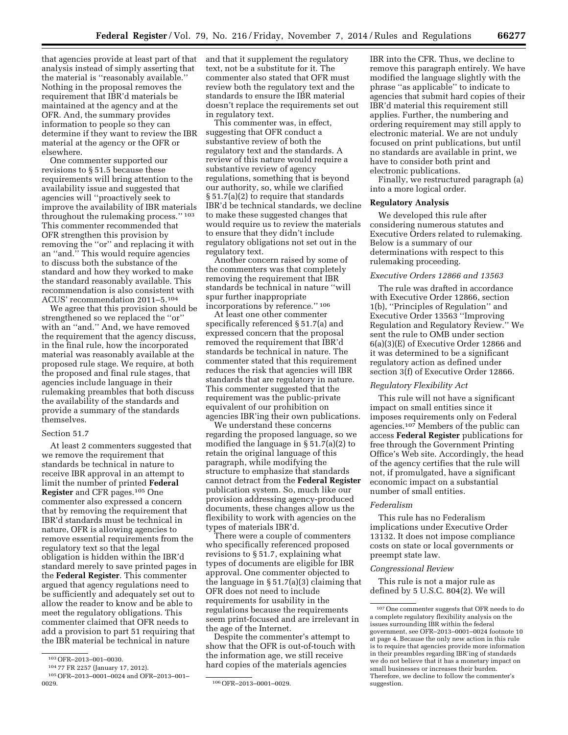that agencies provide at least part of that analysis instead of simply asserting that the material is ''reasonably available.'' Nothing in the proposal removes the requirement that IBR'd materials be maintained at the agency and at the OFR. And, the summary provides information to people so they can determine if they want to review the IBR material at the agency or the OFR or elsewhere.

One commenter supported our revisions to § 51.5 because these requirements will bring attention to the availability issue and suggested that agencies will ''proactively seek to improve the availability of IBR materials throughout the rulemaking process.''[103] This commenter recommended that OFR strengthen this provision by removing the ''or'' and replacing it with an ''and.'' This would require agencies to discuss both the substance of the standard and how they worked to make the standard reasonably available. This recommendation is also consistent with ACUS' recommendation 2011–5.[104]

We agree that this provision should be strengthened so we replaced the ''or'' with an ''and.'' And, we have removed the requirement that the agency discuss, in the final rule, how the incorporated material was reasonably available at the proposed rule stage. We require, at both the proposed and final rule stages, that agencies include language in their rulemaking preambles that both discuss the availability of the standards and provide a summary of the standards themselves.

Section 51.7

At least 2 commenters suggested that we remove the requirement that standards be technical in nature to receive IBR approval in an attempt to limit the number of printed **Federal Register** and CFR pages.[105] One commenter also expressed a concern that by removing the requirement that IBR'd standards must be technical in nature, OFR is allowing agencies to remove essential requirements from the regulatory text so that the legal obligation is hidden within the IBR'd standard merely to save printed pages in the **Federal Register**. This commenter argued that agency regulations need to be sufficiently and adequately set out to allow the reader to know and be able to meet the regulatory obligations. This commenter claimed that OFR needs to add a provision to part 51 requiring that the IBR material be technical in nature and that it supplement the regulatory text, not be a substitute for it. The commenter also stated that OFR must review both the regulatory text and the standards to ensure the IBR material doesn't replace the requirements set out in regulatory text.

This commenter was, in effect, suggesting that OFR conduct a substantive review of both the regulatory text and the standards. A review of this nature would require a substantive review of agency regulations, something that is beyond our authority, so, while we clarified § 51.7(a)(2) to require that standards IBR'd be technical standards, we decline to make these suggested changes that would require us to review the materials to ensure that they didn't include regulatory obligations not set out in the regulatory text.

Another concern raised by some of the commenters was that completely removing the requirement that IBR standards be technical in nature ''will spur further inappropriate incorporations by reference.''[106]

At least one other commenter specifically referenced § 51.7(a) and expressed concern that the proposal removed the requirement that IBR'd standards be technical in nature. The commenter stated that this requirement reduces the risk that agencies will IBR standards that are regulatory in nature. This commenter suggested that the requirement was the public-private equivalent of our prohibition on agencies IBR'ing their own publications.

We understand these concerns regarding the proposed language, so we modified the language in § 51.7(a)(2) to retain the original language of this paragraph, while modifying the structure to emphasize that standards cannot detract from the **Federal Register** publication system. So, much like our provision addressing agency-produced documents, these changes allow us the flexibility to work with agencies on the types of materials IBR'd.

There were a couple of commenters who specifically referenced proposed revisions to § 51.7, explaining what types of documents are eligible for IBR approval. One commenter objected to the language in § 51.7(a)(3) claiming that OFR does not need to include requirements for usability in the regulations because the requirements seem print-focused and are irrelevant in the age of the Internet.

Despite the commenter's attempt to show that the OFR is out-of-touch with the information age, we still receive hard copies of the materials agencies IBR into the CFR. Thus, we decline to remove this paragraph entirely. We have modified the language slightly with the phrase ''as applicable'' to indicate to agencies that submit hard copies of their IBR'd material this requirement still applies. Further, the numbering and ordering requirement may still apply to electronic material. We are not unduly focused on print publications, but until no standards are available in print, we have to consider both print and electronic publications.

Finally, we restructured paragraph (a) into a more logical order.

**Regulatory Analysis**

We developed this rule after considering numerous statutes and Executive Orders related to rulemaking. Below is a summary of our determinations with respect to this rulemaking proceeding.

*Executive Orders 12866 and 13563*

The rule was drafted in accordance with Executive Order 12866, section 1(b), ''Principles of Regulation'' and Executive Order 13563 ''Improving Regulation and Regulatory Review.'' We sent the rule to OMB under section 6(a)(3)(E) of Executive Order 12866 and it was determined to be a significant regulatory action as defined under section 3(f) of Executive Order 12866.

*Regulatory Flexibility Act*

This rule will not have a significant impact on small entities since it imposes requirements only on Federal agencies.[107] Members of the public can access **Federal Register** publications for free through the Government Printing Office's Web site. Accordingly, the head of the agency certifies that the rule will not, if promulgated, have a significant economic impact on a substantial number of small entities.

*Federalism*

This rule has no Federalism implications under Executive Order 13132. It does not impose compliance costs on state or local governments or preempt state law.

*Congressional Review*

This rule is not a major rule as defined by 5 U.S.C. 804(2). We will

---

[103] OFR–2013–001–0030.

[104] 77 FR 2257 (January 17, 2012).

[105] OFR–2013–0001–0024 and OFR–2013–001–0029.

[106] OFR–2013–0001–0029.

[107] One commenter suggests that OFR needs to do a complete regulatory flexibility analysis on the issues surrounding IBR within the federal government, see OFR–2013–0001–0024 footnote 10 at page 4. Because the only new action in this rule is to require that agencies provide more information in their preambles regarding IBR'ing of standards we do not believe that it has a monetary impact on small businesses or increases their burden. Therefore, we decline to follow the commenter's suggestion.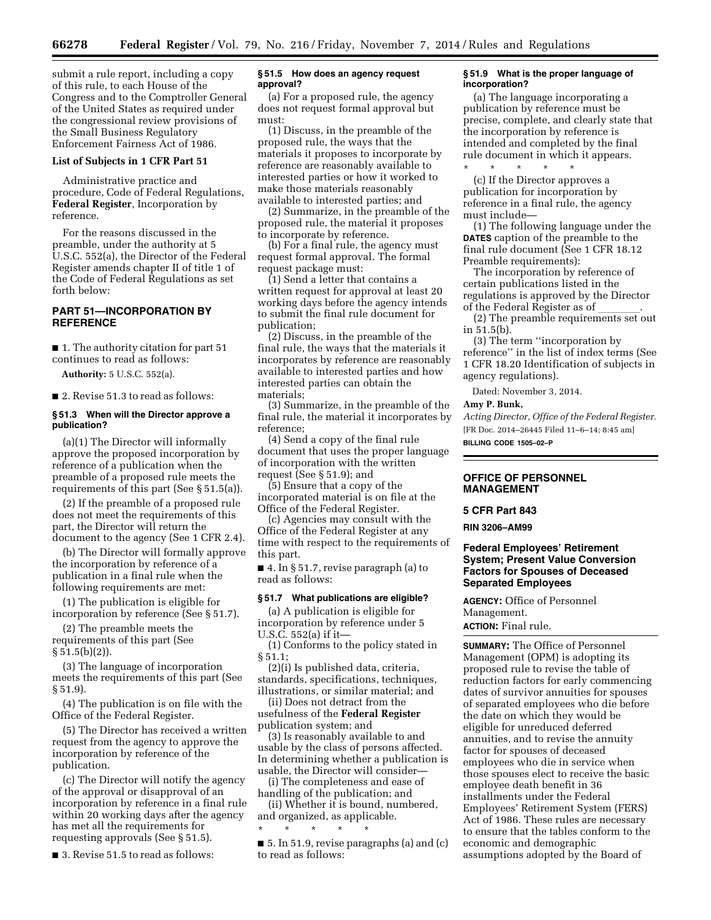submit a rule report, including a copy of this rule, to each House of the Congress and to the Comptroller General of the United States as required under the congressional review provisions of the Small Business Regulatory Enforcement Fairness Act of 1986.

**List of Subjects in 1 CFR Part 51**

Administrative practice and procedure, Code of Federal Regulations, **Federal Register**, Incorporation by reference.

For the reasons discussed in the preamble, under the authority at 5 U.S.C. 552(a), the Director of the Federal Register amends chapter II of title 1 of the Code of Federal Regulations as set forth below:

## PART 51—INCORPORATION BY REFERENCE

■ 1. The authority citation for part 51 continues to read as follows:

**Authority:** 5 U.S.C. 552(a).

■ 2. Revise 51.3 to read as follows:

### § 51.3 When will the Director approve a publication?

(a)(1) The Director will informally approve the proposed incorporation by reference of a publication when the preamble of a proposed rule meets the requirements of this part (See § 51.5(a)).

(2) If the preamble of a proposed rule does not meet the requirements of this part, the Director will return the document to the agency (See 1 CFR 2.4).

(b) The Director will formally approve the incorporation by reference of a publication in a final rule when the following requirements are met:

(1) The publication is eligible for incorporation by reference (See § 51.7).

(2) The preamble meets the requirements of this part (See § 51.5(b)(2)).

(3) The language of incorporation meets the requirements of this part (See § 51.9).

(4) The publication is on file with the Office of the Federal Register.

(5) The Director has received a written request from the agency to approve the incorporation by reference of the publication.

(c) The Director will notify the agency of the approval or disapproval of an incorporation by reference in a final rule within 20 working days after the agency has met all the requirements for requesting approvals (See § 51.5).

■ 3. Revise 51.5 to read as follows:

### § 51.5 How does an agency request approval?

(a) For a proposed rule, the agency does not request formal approval but must:

(1) Discuss, in the preamble of the proposed rule, the ways that the materials it proposes to incorporate by reference are reasonably available to interested parties or how it worked to make those materials reasonably available to interested parties; and

(2) Summarize, in the preamble of the proposed rule, the material it proposes to incorporate by reference.

(b) For a final rule, the agency must request formal approval. The formal request package must:

(1) Send a letter that contains a written request for approval at least 20 working days before the agency intends to submit the final rule document for publication;

(2) Discuss, in the preamble of the final rule, the ways that the materials it incorporates by reference are reasonably available to interested parties and how interested parties can obtain the materials;

(3) Summarize, in the preamble of the final rule, the material it incorporates by reference;

(4) Send a copy of the final rule document that uses the proper language of incorporation with the written request (See § 51.9); and

(5) Ensure that a copy of the incorporated material is on file at the Office of the Federal Register.

(c) Agencies may consult with the Office of the Federal Register at any time with respect to the requirements of this part.

■ 4. In § 51.7, revise paragraph (a) to read as follows:

### § 51.7 What publications are eligible?

(a) A publication is eligible for incorporation by reference under 5 U.S.C. 552(a) if it—

(1) Conforms to the policy stated in § 51.1;

(2)(i) Is published data, criteria, standards, specifications, techniques, illustrations, or similar material; and

(ii) Does not detract from the usefulness of the **Federal Register** publication system; and

(3) Is reasonably available to and usable by the class of persons affected. In determining whether a publication is usable, the Director will consider—

(i) The completeness and ease of handling of the publication; and

(ii) Whether it is bound, numbered, and organized, as applicable.

\* \* \* \* \*

■ 5. In 51.9, revise paragraphs (a) and (c) to read as follows:

### § 51.9 What is the proper language of incorporation?

(a) The language incorporating a publication by reference must be precise, complete, and clearly state that the incorporation by reference is intended and completed by the final rule document in which it appears.

\* \* \* \* \*

(c) If the Director approves a publication for incorporation by reference in a final rule, the agency must include—

(1) The following language under the **DATES** caption of the preamble to the final rule document (See 1 CFR 18.12 Preamble requirements):

The incorporation by reference of certain publications listed in the regulations is approved by the Director of the Federal Register as of ________.

(2) The preamble requirements set out in 51.5(b).

(3) The term ''incorporation by reference'' in the list of index terms (See 1 CFR 18.20 Identification of subjects in agency regulations).

Dated: November 3, 2014.

**Amy P. Bunk,**

*Acting Director, Office of the Federal Register.*

[FR Doc. 2014–26445 Filed 11–6–14; 8:45 am]

**BILLING CODE 1505–02–P**

---

## OFFICE OF PERSONNEL MANAGEMENT

### 5 CFR Part 843

### RIN 3206–AM99

## Federal Employees' Retirement System; Present Value Conversion Factors for Spouses of Deceased Separated Employees

**AGENCY:** Office of Personnel Management.

**ACTION:** Final rule.

**SUMMARY:** The Office of Personnel Management (OPM) is adopting its proposed rule to revise the table of reduction factors for early commencing dates of survivor annuities for spouses of separated employees who die before the date on which they would be eligible for unreduced deferred annuities, and to revise the annuity factor for spouses of deceased employees who die in service when those spouses elect to receive the basic employee death benefit in 36 installments under the Federal Employees' Retirement System (FERS) Act of 1986. These rules are necessary to ensure that the tables conform to the economic and demographic assumptions adopted by the Board of